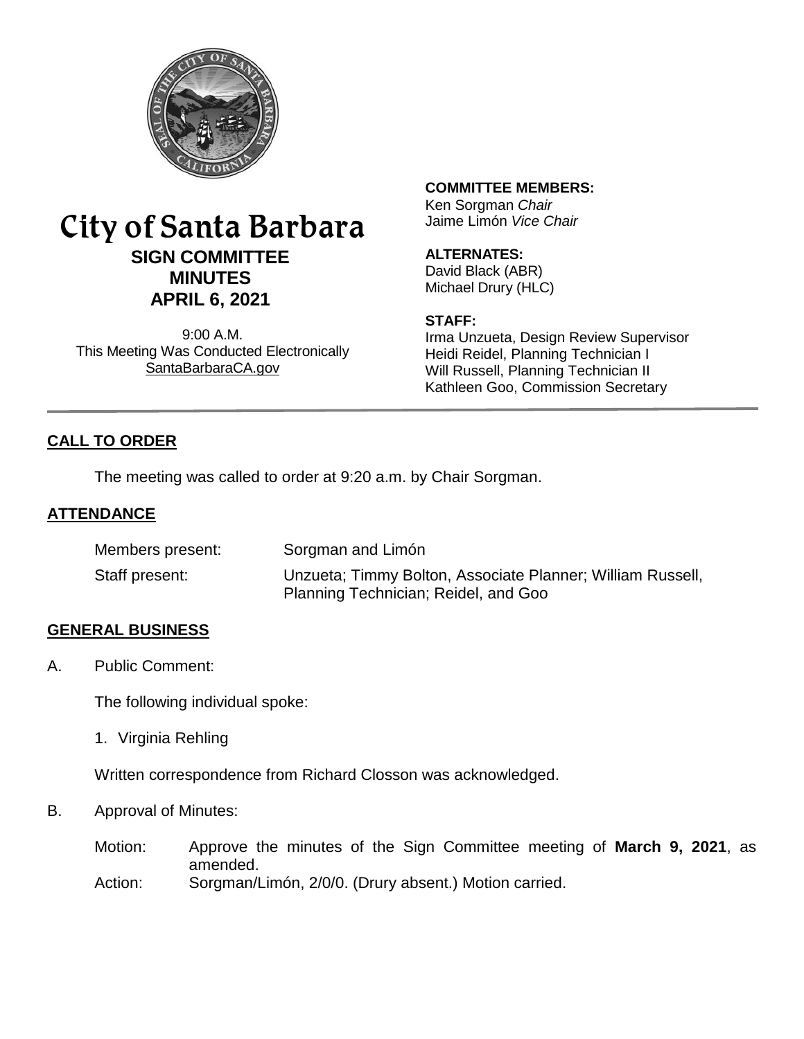# City of Santa Barbara

## SIGN COMMITTEE MINUTES

## APRIL 6, 2021

9:00 A.M.
This Meeting Was Conducted Electronically
SantaBarbaraCA.gov

**COMMITTEE MEMBERS:**
Ken Sorgman *Chair*
Jaime Limón *Vice Chair*

**ALTERNATES:**
David Black (ABR)
Michael Drury (HLC)

**STAFF:**
Irma Unzueta, Design Review Supervisor
Heidi Reidel, Planning Technician I
Will Russell, Planning Technician II
Kathleen Goo, Commission Secretary

## CALL TO ORDER

The meeting was called to order at 9:20 a.m. by Chair Sorgman.

## ATTENDANCE

Members present: Sorgman and Limón

Staff present: Unzueta; Timmy Bolton, Associate Planner; William Russell, Planning Technician; Reidel, and Goo

## GENERAL BUSINESS

A. Public Comment:

The following individual spoke:

1. Virginia Rehling

Written correspondence from Richard Closson was acknowledged.

B. Approval of Minutes:

Motion: Approve the minutes of the Sign Committee meeting of **March 9, 2021**, as amended.

Action: Sorgman/Limón, 2/0/0. (Drury absent.) Motion carried.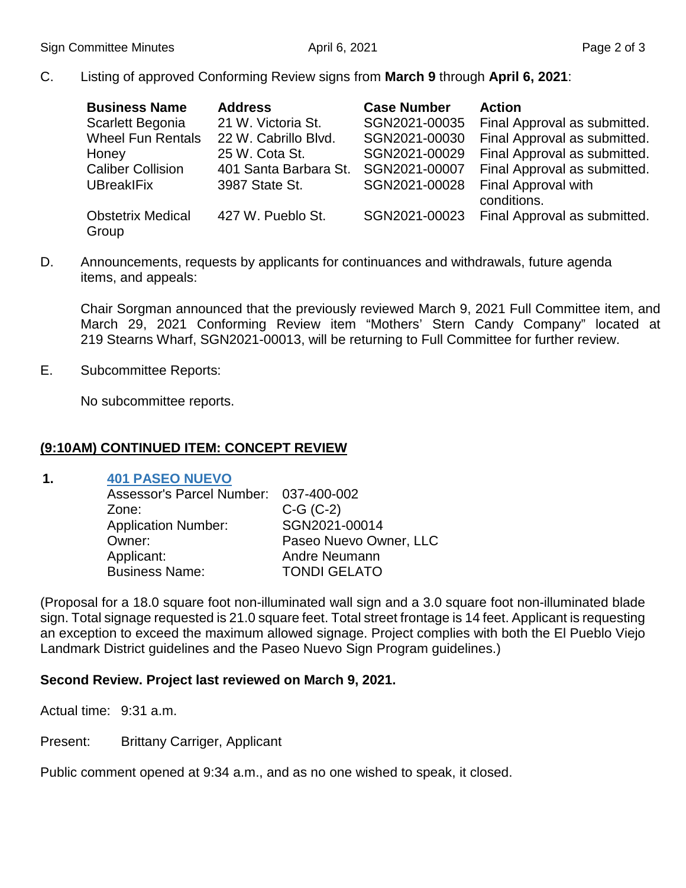C. Listing of approved Conforming Review signs from **March 9** through **April 6, 2021**:

| Business Name | Address | Case Number | Action |
|---|---|---|---|
| Scarlett Begonia | 21 W. Victoria St. | SGN2021-00035 | Final Approval as submitted. |
| Wheel Fun Rentals | 22 W. Cabrillo Blvd. | SGN2021-00030 | Final Approval as submitted. |
| Honey | 25 W. Cota St. | SGN2021-00029 | Final Approval as submitted. |
| Caliber Collision | 401 Santa Barbara St. | SGN2021-00007 | Final Approval as submitted. |
| UBreakIFix | 3987 State St. | SGN2021-00028 | Final Approval with conditions. |
| Obstetrix Medical Group | 427 W. Pueblo St. | SGN2021-00023 | Final Approval as submitted. |

D. Announcements, requests by applicants for continuances and withdrawals, future agenda items, and appeals:

Chair Sorgman announced that the previously reviewed March 9, 2021 Full Committee item, and March 29, 2021 Conforming Review item "Mothers' Stern Candy Company" located at 219 Stearns Wharf, SGN2021-00013, will be returning to Full Committee for further review.

E. Subcommittee Reports:

No subcommittee reports.

## (9:10AM) CONTINUED ITEM: CONCEPT REVIEW

**1. 401 PASEO NUEVO**

Assessor's Parcel Number: 037-400-002
Zone: C-G (C-2)
Application Number: SGN2021-00014
Owner: Paseo Nuevo Owner, LLC
Applicant: Andre Neumann
Business Name: TONDI GELATO

(Proposal for a 18.0 square foot non-illuminated wall sign and a 3.0 square foot non-illuminated blade sign. Total signage requested is 21.0 square feet. Total street frontage is 14 feet. Applicant is requesting an exception to exceed the maximum allowed signage. Project complies with both the El Pueblo Viejo Landmark District guidelines and the Paseo Nuevo Sign Program guidelines.)

**Second Review. Project last reviewed on March 9, 2021.**

Actual time: 9:31 a.m.

Present: Brittany Carriger, Applicant

Public comment opened at 9:34 a.m., and as no one wished to speak, it closed.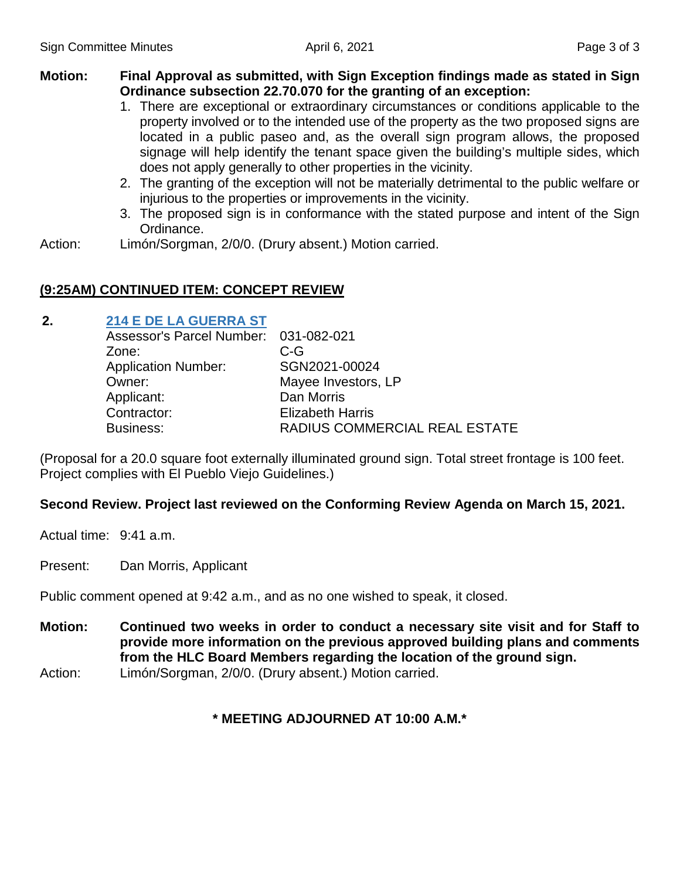**Motion:** **Final Approval as submitted, with Sign Exception findings made as stated in Sign Ordinance subsection 22.70.070 for the granting of an exception:**

1. There are exceptional or extraordinary circumstances or conditions applicable to the property involved or to the intended use of the property as the two proposed signs are located in a public paseo and, as the overall sign program allows, the proposed signage will help identify the tenant space given the building's multiple sides, which does not apply generally to other properties in the vicinity.
2. The granting of the exception will not be materially detrimental to the public welfare or injurious to the properties or improvements in the vicinity.
3. The proposed sign is in conformance with the stated purpose and intent of the Sign Ordinance.

Action: Limón/Sorgman, 2/0/0. (Drury absent.) Motion carried.

## (9:25AM) CONTINUED ITEM: CONCEPT REVIEW

**2. 214 E DE LA GUERRA ST**

| | |
|---|---|
| Assessor's Parcel Number: | 031-082-021 |
| Zone: | C-G |
| Application Number: | SGN2021-00024 |
| Owner: | Mayee Investors, LP |
| Applicant: | Dan Morris |
| Contractor: | Elizabeth Harris |
| Business: | RADIUS COMMERCIAL REAL ESTATE |

(Proposal for a 20.0 square foot externally illuminated ground sign. Total street frontage is 100 feet. Project complies with El Pueblo Viejo Guidelines.)

**Second Review. Project last reviewed on the Conforming Review Agenda on March 15, 2021.**

Actual time: 9:41 a.m.

Present: Dan Morris, Applicant

Public comment opened at 9:42 a.m., and as no one wished to speak, it closed.

**Motion:** **Continued two weeks in order to conduct a necessary site visit and for Staff to provide more information on the previous approved building plans and comments from the HLC Board Members regarding the location of the ground sign.**

Action: Limón/Sorgman, 2/0/0. (Drury absent.) Motion carried.

**\* MEETING ADJOURNED AT 10:00 A.M.\***